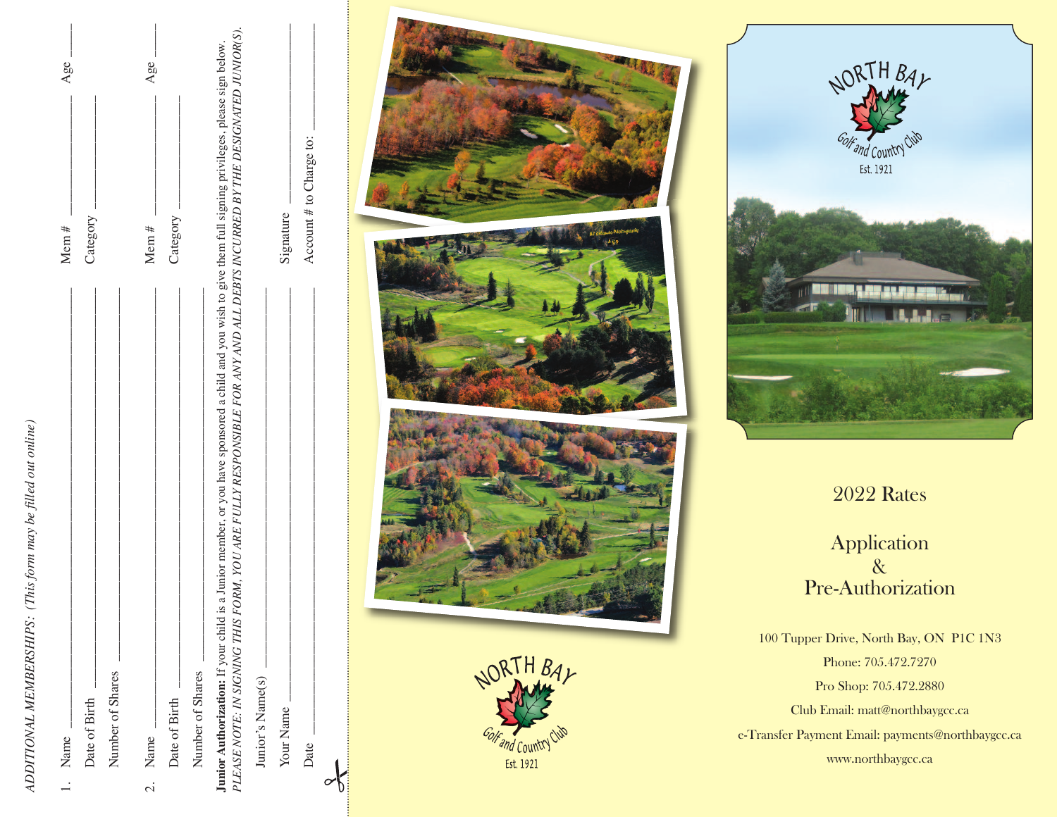*ADDITIONAL MEMBERSHIPS: (This form may be filled out online)*

1. Name ______________________ Mem # __________ Age ____

   Date of Birth ______________________ Category __________

   Number of Shares ______________________

2. Name ______________________ Mem # __________ Age ____

   Date of Birth ______________________ Category __________

   Number of Shares ______________________

**Junior Authorization:** If your child is a Junior member, or you have sponsored a child and you wish to give them full signing privileges, please sign below.
*PLEASE NOTE: IN SIGNING THIS FORM, YOU ARE FULLY RESPONSIBLE FOR ANY AND ALL DEBTS INCURRED BY THE DESIGNATED JUNIOR(S).*

Junior's Name(s) ______________________

Your Name ______________________ Signature ______________________

Date ______________________ Account # to Charge to: ______________________

NORTH BAY
Golf and Country Club
Est. 1921

# 2022 Rates

## Application & Pre-Authorization

100 Tupper Drive, North Bay, ON P1C 1N3

Phone: 705.472.7270

Pro Shop: 705.472.2880

Club Email: matt@northbaygcc.ca

e-Transfer Payment Email: payments@northbaygcc.ca

www.northbaygcc.ca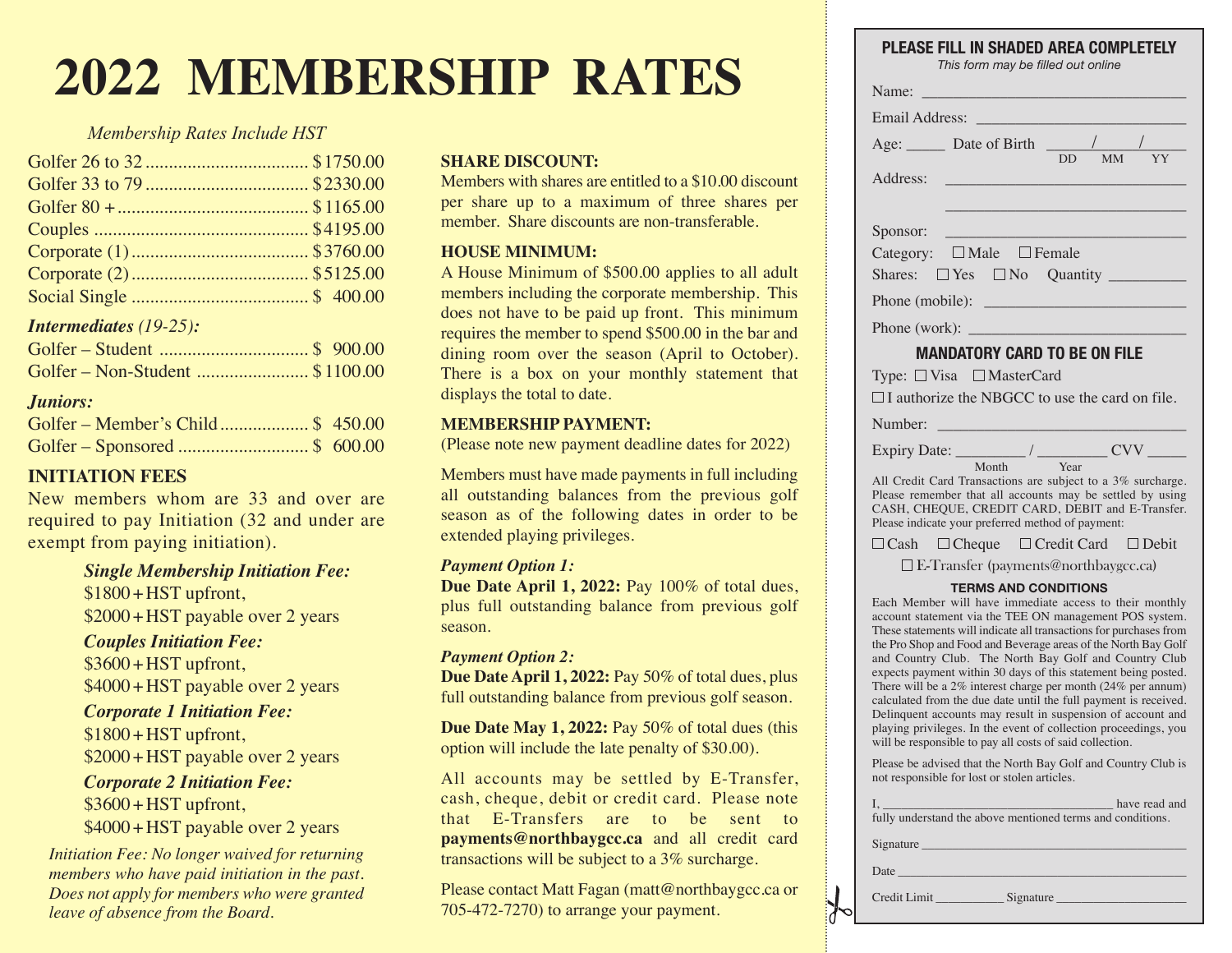# 2022 MEMBERSHIP RATES

*Membership Rates Include HST*

| | |
|---|---|
| Golfer 26 to 32 | $1750.00 |
| Golfer 33 to 79 | $2330.00 |
| Golfer 80 + | $1165.00 |
| Couples | $4195.00 |
| Corporate (1) | $3760.00 |
| Corporate (2) | $5125.00 |
| Social Single | $ 400.00 |

***Intermediates** (19-25):*

| | |
|---|---|
| Golfer – Student | $ 900.00 |
| Golfer – Non-Student | $1100.00 |

***Juniors:***

| | |
|---|---|
| Golfer – Member's Child | $ 450.00 |
| Golfer – Sponsored | $ 600.00 |

## INITIATION FEES

New members whom are 33 and over are required to pay Initiation (32 and under are exempt from paying initiation).

***Single Membership Initiation Fee:***
$1800+HST upfront,
$2000+HST payable over 2 years

***Couples Initiation Fee:***
$3600+HST upfront,
$4000+HST payable over 2 years

***Corporate 1 Initiation Fee:***
$1800+HST upfront,
$2000+HST payable over 2 years

***Corporate 2 Initiation Fee:***
$3600+HST upfront,
$4000+HST payable over 2 years

*Initiation Fee: No longer waived for returning members who have paid initiation in the past. Does not apply for members who were granted leave of absence from the Board.*

**SHARE DISCOUNT:**
Members with shares are entitled to a $10.00 discount per share up to a maximum of three shares per member. Share discounts are non-transferable.

**HOUSE MINIMUM:**
A House Minimum of $500.00 applies to all adult members including the corporate membership. This does not have to be paid up front. This minimum requires the member to spend $500.00 in the bar and dining room over the season (April to October). There is a box on your monthly statement that displays the total to date.

**MEMBERSHIP PAYMENT:**
(Please note new payment deadline dates for 2022)

Members must have made payments in full including all outstanding balances from the previous golf season as of the following dates in order to be extended playing privileges.

***Payment Option 1:***
**Due Date April 1, 2022:** Pay 100% of total dues, plus full outstanding balance from previous golf season.

***Payment Option 2:***
**Due Date April 1, 2022:** Pay 50% of total dues, plus full outstanding balance from previous golf season.

**Due Date May 1, 2022:** Pay 50% of total dues (this option will include the late penalty of $30.00).

All accounts may be settled by E-Transfer, cash, cheque, debit or credit card. Please note that E-Transfers are to be sent to **payments@northbaygcc.ca** and all credit card transactions will be subject to a 3% surcharge.

Please contact Matt Fagan (matt@northbaygcc.ca or 705-472-7270) to arrange your payment.

---

**PLEASE FILL IN SHADED AREA COMPLETELY**
*This form may be filled out online*

Name: ______________________________

Email Address: ______________________________

Age: _____ Date of Birth ____/____/____ (DD MM YY)

Address: ______________________________

______________________________

Sponsor: ______________________________

Category: ☐ Male ☐ Female

Shares: ☐ Yes ☐ No Quantity __________

Phone (mobile): ______________________________

Phone (work): ______________________________

**MANDATORY CARD TO BE ON FILE**

Type: ☐ Visa ☐ MasterCard

☐ I authorize the NBGCC to use the card on file.

Number: ______________________________

Expiry Date: ________ (Month) / ________ (Year) CVV _____

All Credit Card Transactions are subject to a 3% surcharge. Please remember that all accounts may be settled by using CASH, CHEQUE, CREDIT CARD, DEBIT and E-Transfer. Please indicate your preferred method of payment:

☐ Cash ☐ Cheque ☐ Credit Card ☐ Debit

☐ E-Transfer (payments@northbaygcc.ca)

**TERMS AND CONDITIONS**

Each Member will have immediate access to their monthly account statement via the TEE ON management POS system. These statements will indicate all transactions for purchases from the Pro Shop and Food and Beverage areas of the North Bay Golf and Country Club. The North Bay Golf and Country Club expects payment within 30 days of this statement being posted. There will be a 2% interest charge per month (24% per annum) calculated from the due date until the full payment is received. Delinquent accounts may result in suspension of account and playing privileges. In the event of collection proceedings, you will be responsible to pay all costs of said collection.

Please be advised that the North Bay Golf and Country Club is not responsible for lost or stolen articles.

I, ______________________________ have read and fully understand the above mentioned terms and conditions.

Signature ______________________________

Date ______________________________

Credit Limit __________ Signature ______________________________